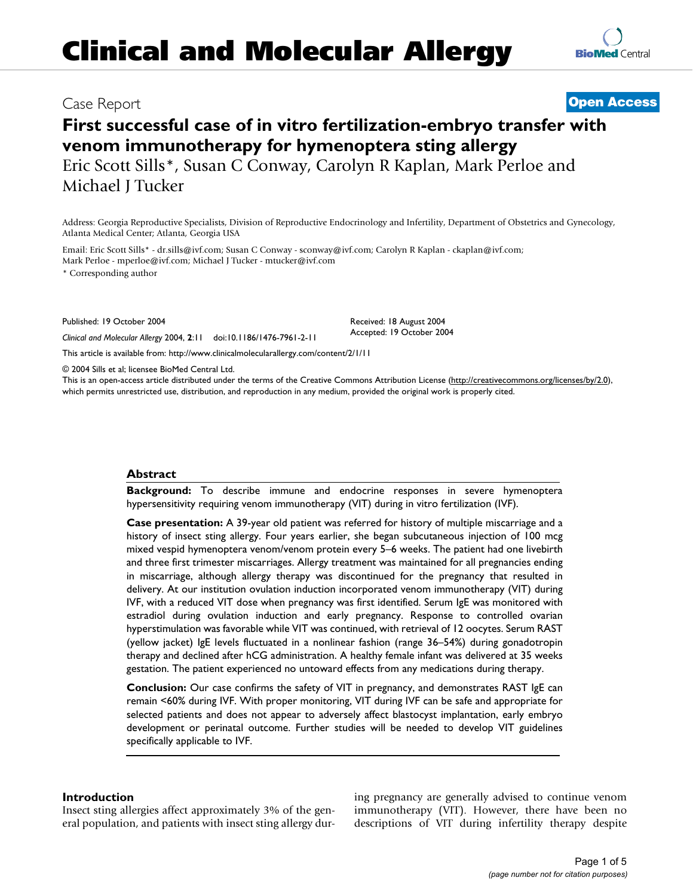# Clinical and Molecular Allergy

Case Report **Open Access**

## First successful case of in vitro fertilization-embryo transfer with venom immunotherapy for hymenoptera sting allergy

Eric Scott Sills*, Susan C Conway, Carolyn R Kaplan, Mark Perloe and Michael J Tucker

Address: Georgia Reproductive Specialists, Division of Reproductive Endocrinology and Infertility, Department of Obstetrics and Gynecology, Atlanta Medical Center; Atlanta, Georgia USA

Email: Eric Scott Sills* - dr.sills@ivf.com; Susan C Conway - sconway@ivf.com; Carolyn R Kaplan - ckaplan@ivf.com; Mark Perloe - mperloe@ivf.com; Michael J Tucker - mtucker@ivf.com

\* Corresponding author

Published: 19 October 2004

*Clinical and Molecular Allergy* 2004, **2**:11 doi:10.1186/1476-7961-2-11

Received: 18 August 2004
Accepted: 19 October 2004

This article is available from: http://www.clinicalmolecularallergy.com/content/2/1/11

© 2004 Sills et al; licensee BioMed Central Ltd.
This is an open-access article distributed under the terms of the Creative Commons Attribution License (http://creativecommons.org/licenses/by/2.0), which permits unrestricted use, distribution, and reproduction in any medium, provided the original work is properly cited.

### Abstract

**Background:** To describe immune and endocrine responses in severe hymenoptera hypersensitivity requiring venom immunotherapy (VIT) during in vitro fertilization (IVF).

**Case presentation:** A 39-year old patient was referred for history of multiple miscarriage and a history of insect sting allergy. Four years earlier, she began subcutaneous injection of 100 mcg mixed vespid hymenoptera venom/venom protein every 5–6 weeks. The patient had one livebirth and three first trimester miscarriages. Allergy treatment was maintained for all pregnancies ending in miscarriage, although allergy therapy was discontinued for the pregnancy that resulted in delivery. At our institution ovulation induction incorporated venom immunotherapy (VIT) during IVF, with a reduced VIT dose when pregnancy was first identified. Serum IgE was monitored with estradiol during ovulation induction and early pregnancy. Response to controlled ovarian hyperstimulation was favorable while VIT was continued, with retrieval of 12 oocytes. Serum RAST (yellow jacket) IgE levels fluctuated in a nonlinear fashion (range 36–54%) during gonadotropin therapy and declined after hCG administration. A healthy female infant was delivered at 35 weeks gestation. The patient experienced no untoward effects from any medications during therapy.

**Conclusion:** Our case confirms the safety of VIT in pregnancy, and demonstrates RAST IgE can remain <60% during IVF. With proper monitoring, VIT during IVF can be safe and appropriate for selected patients and does not appear to adversely affect blastocyst implantation, early embryo development or perinatal outcome. Further studies will be needed to develop VIT guidelines specifically applicable to IVF.

### Introduction

Insect sting allergies affect approximately 3% of the general population, and patients with insect sting allergy during pregnancy are generally advised to continue venom immunotherapy (VIT). However, there have been no descriptions of VIT during infertility therapy despite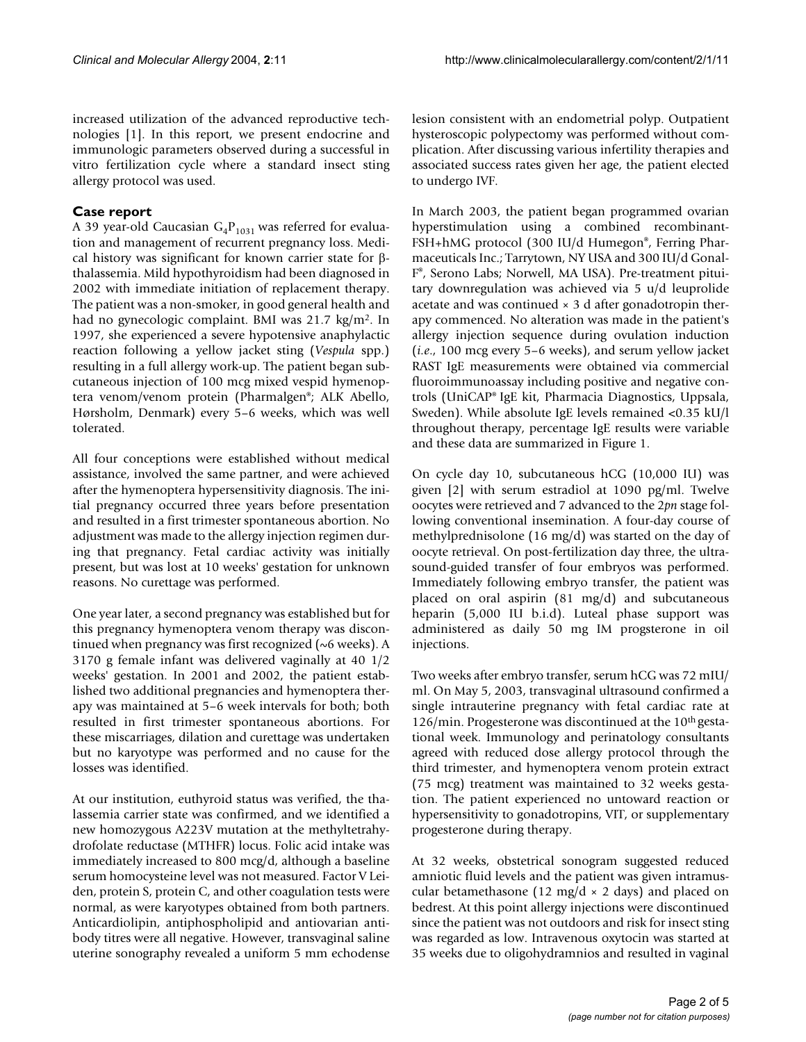increased utilization of the advanced reproductive technologies [1]. In this report, we present endocrine and immunologic parameters observed during a successful in vitro fertilization cycle where a standard insect sting allergy protocol was used.

## Case report

A 39 year-old Caucasian $G_4P_{1031}$ was referred for evaluation and management of recurrent pregnancy loss. Medical history was significant for known carrier state for β-thalassemia. Mild hypothyroidism had been diagnosed in 2002 with immediate initiation of replacement therapy. The patient was a non-smoker, in good general health and had no gynecologic complaint. BMI was 21.7 kg/m$^2$. In 1997, she experienced a severe hypotensive anaphylactic reaction following a yellow jacket sting (*Vespula* spp.) resulting in a full allergy work-up. The patient began subcutaneous injection of 100 mcg mixed vespid hymenoptera venom/venom protein (Pharmalgen®; ALK Abello, Hørsholm, Denmark) every 5–6 weeks, which was well tolerated.

All four conceptions were established without medical assistance, involved the same partner, and were achieved after the hymenoptera hypersensitivity diagnosis. The initial pregnancy occurred three years before presentation and resulted in a first trimester spontaneous abortion. No adjustment was made to the allergy injection regimen during that pregnancy. Fetal cardiac activity was initially present, but was lost at 10 weeks' gestation for unknown reasons. No curettage was performed.

One year later, a second pregnancy was established but for this pregnancy hymenoptera venom therapy was discontinued when pregnancy was first recognized (~6 weeks). A 3170 g female infant was delivered vaginally at 40 1/2 weeks' gestation. In 2001 and 2002, the patient established two additional pregnancies and hymenoptera therapy was maintained at 5–6 week intervals for both; both resulted in first trimester spontaneous abortions. For these miscarriages, dilation and curettage was undertaken but no karyotype was performed and no cause for the losses was identified.

At our institution, euthyroid status was verified, the thalassemia carrier state was confirmed, and we identified a new homozygous A223V mutation at the methyltetrahydrofolate reductase (MTHFR) locus. Folic acid intake was immediately increased to 800 mcg/d, although a baseline serum homocysteine level was not measured. Factor V Leiden, protein S, protein C, and other coagulation tests were normal, as were karyotypes obtained from both partners. Anticardiolipin, antiphospholipid and antiovarian antibody titres were all negative. However, transvaginal saline uterine sonography revealed a uniform 5 mm echodense lesion consistent with an endometrial polyp. Outpatient hysteroscopic polypectomy was performed without complication. After discussing various infertility therapies and associated success rates given her age, the patient elected to undergo IVF.

In March 2003, the patient began programmed ovarian hyperstimulation using a combined recombinant-FSH+hMG protocol (300 IU/d Humegon®, Ferring Pharmaceuticals Inc.; Tarrytown, NY USA and 300 IU/d Gonal-F®, Serono Labs; Norwell, MA USA). Pre-treatment pituitary downregulation was achieved via 5 u/d leuprolide acetate and was continued × 3 d after gonadotropin therapy commenced. No alteration was made in the patient's allergy injection sequence during ovulation induction (*i.e.*, 100 mcg every 5–6 weeks), and serum yellow jacket RAST IgE measurements were obtained via commercial fluoroimmunoassay including positive and negative controls (UniCAP® IgE kit, Pharmacia Diagnostics, Uppsala, Sweden). While absolute IgE levels remained <0.35 kU/l throughout therapy, percentage IgE results were variable and these data are summarized in Figure 1.

On cycle day 10, subcutaneous hCG (10,000 IU) was given [2] with serum estradiol at 1090 pg/ml. Twelve oocytes were retrieved and 7 advanced to the 2*pn* stage following conventional insemination. A four-day course of methylprednisolone (16 mg/d) was started on the day of oocyte retrieval. On post-fertilization day three, the ultrasound-guided transfer of four embryos was performed. Immediately following embryo transfer, the patient was placed on oral aspirin (81 mg/d) and subcutaneous heparin (5,000 IU b.i.d). Luteal phase support was administered as daily 50 mg IM progsterone in oil injections.

Two weeks after embryo transfer, serum hCG was 72 mIU/ml. On May 5, 2003, transvaginal ultrasound confirmed a single intrauterine pregnancy with fetal cardiac rate at 126/min. Progesterone was discontinued at the 10$^{th}$ gestational week. Immunology and perinatology consultants agreed with reduced dose allergy protocol through the third trimester, and hymenoptera venom protein extract (75 mcg) treatment was maintained to 32 weeks gestation. The patient experienced no untoward reaction or hypersensitivity to gonadotropins, VIT, or supplementary progesterone during therapy.

At 32 weeks, obstetrical sonogram suggested reduced amniotic fluid levels and the patient was given intramuscular betamethasone (12 mg/d × 2 days) and placed on bedrest. At this point allergy injections were discontinued since the patient was not outdoors and risk for insect sting was regarded as low. Intravenous oxytocin was started at 35 weeks due to oligohydramnios and resulted in vaginal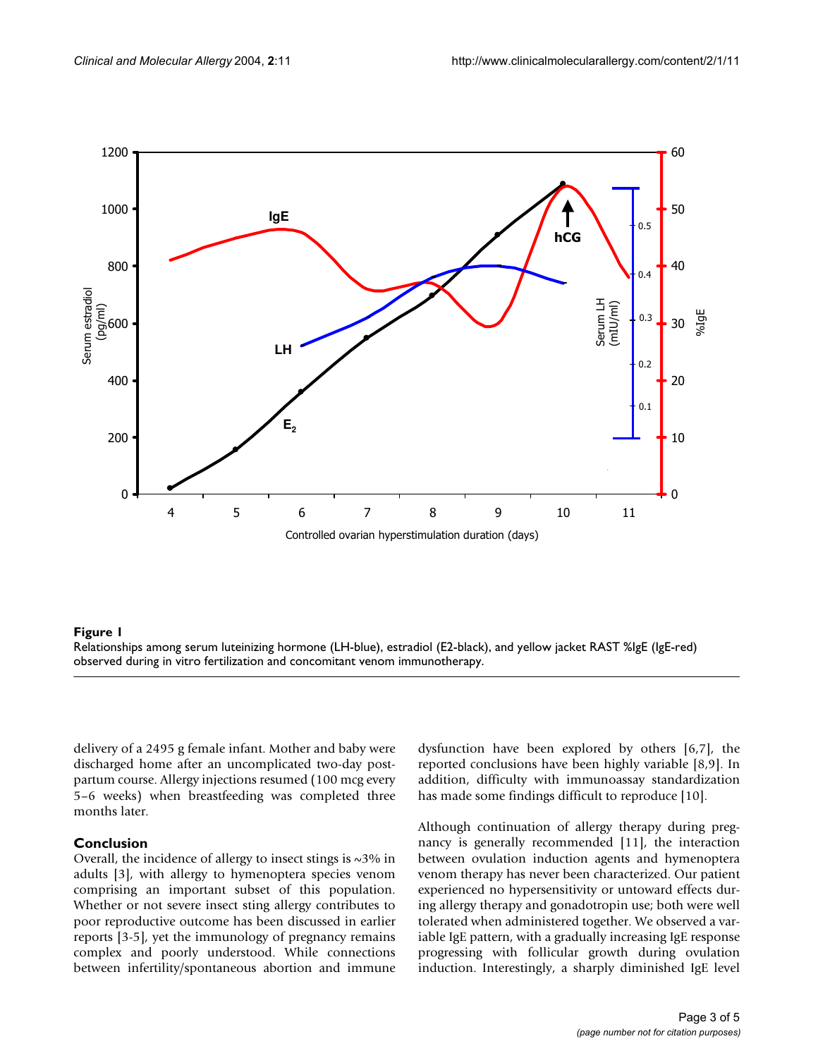**Figure 1**
Relationships among serum luteinizing hormone (LH-blue), estradiol (E2-black), and yellow jacket RAST %IgE (IgE-red) observed during in vitro fertilization and concomitant venom immunotherapy.

delivery of a 2495 g female infant. Mother and baby were discharged home after an uncomplicated two-day post-partum course. Allergy injections resumed (100 mcg every 5–6 weeks) when breastfeeding was completed three months later.

## Conclusion

Overall, the incidence of allergy to insect stings is ~3% in adults [3], with allergy to hymenoptera species venom comprising an important subset of this population. Whether or not severe insect sting allergy contributes to poor reproductive outcome has been discussed in earlier reports [3-5], yet the immunology of pregnancy remains complex and poorly understood. While connections between infertility/spontaneous abortion and immune dysfunction have been explored by others [6,7], the reported conclusions have been highly variable [8,9]. In addition, difficulty with immunoassay standardization has made some findings difficult to reproduce [10].

Although continuation of allergy therapy during pregnancy is generally recommended [11], the interaction between ovulation induction agents and hymenoptera venom therapy has never been characterized. Our patient experienced no hypersensitivity or untoward effects during allergy therapy and gonadotropin use; both were well tolerated when administered together. We observed a variable IgE pattern, with a gradually increasing IgE response progressing with follicular growth during ovulation induction. Interestingly, a sharply diminished IgE level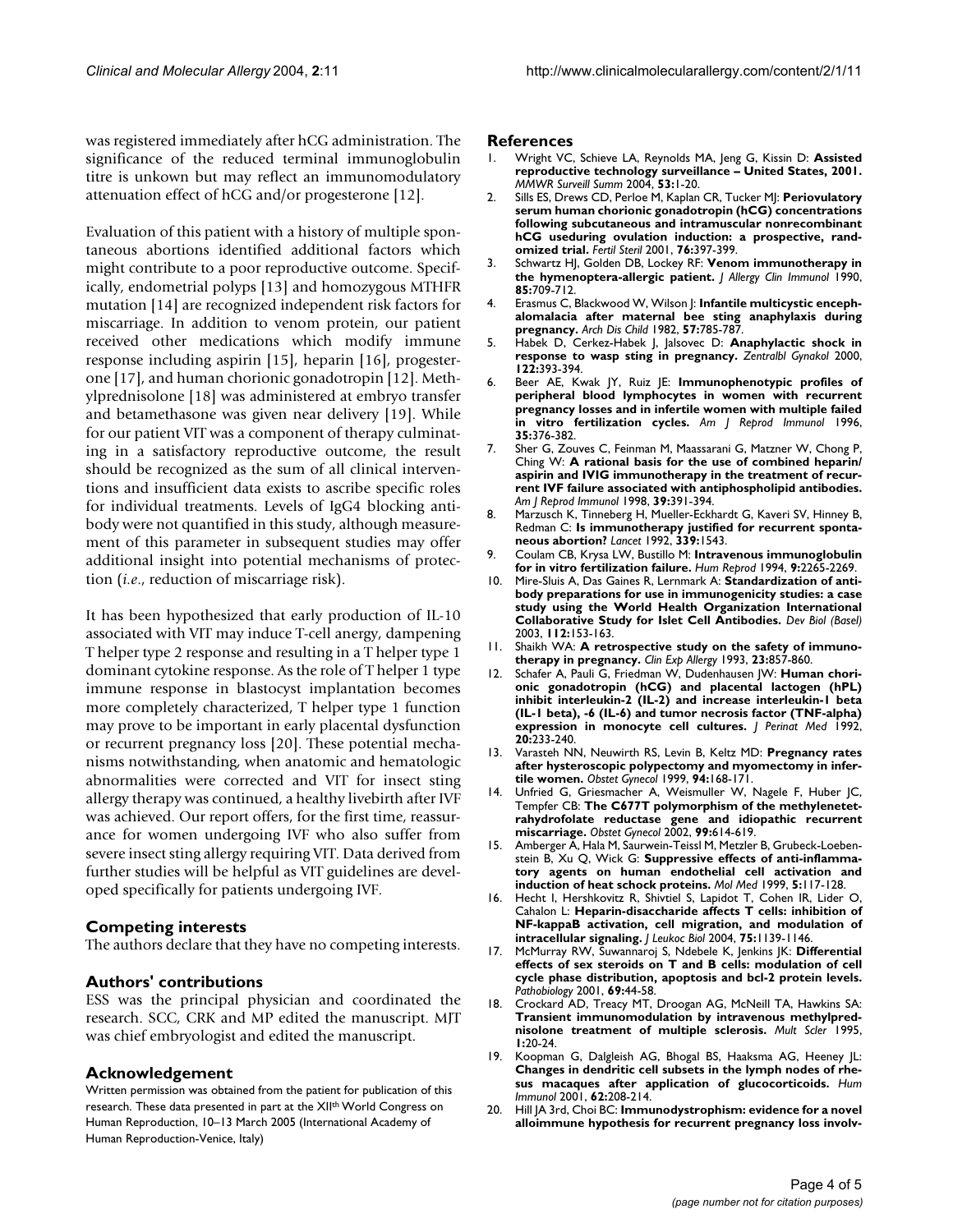was registered immediately after hCG administration. The significance of the reduced terminal immunoglobulin titre is unkown but may reflect an immunomodulatory attenuation effect of hCG and/or progesterone [12].

Evaluation of this patient with a history of multiple spontaneous abortions identified additional factors which might contribute to a poor reproductive outcome. Specifically, endometrial polyps [13] and homozygous MTHFR mutation [14] are recognized independent risk factors for miscarriage. In addition to venom protein, our patient received other medications which modify immune response including aspirin [15], heparin [16], progesterone [17], and human chorionic gonadotropin [12]. Methylprednisolone [18] was administered at embryo transfer and betamethasone was given near delivery [19]. While for our patient VIT was a component of therapy culminating in a satisfactory reproductive outcome, the result should be recognized as the sum of all clinical interventions and insufficient data exists to ascribe specific roles for individual treatments. Levels of IgG4 blocking antibody were not quantified in this study, although measurement of this parameter in subsequent studies may offer additional insight into potential mechanisms of protection (*i.e*., reduction of miscarriage risk).

It has been hypothesized that early production of IL-10 associated with VIT may induce T-cell anergy, dampening T helper type 2 response and resulting in a T helper type 1 dominant cytokine response. As the role of T helper 1 type immune response in blastocyst implantation becomes more completely characterized, T helper type 1 function may prove to be important in early placental dysfunction or recurrent pregnancy loss [20]. These potential mechanisms notwithstanding, when anatomic and hematologic abnormalities were corrected and VIT for insect sting allergy therapy was continued, a healthy livebirth after IVF was achieved. Our report offers, for the first time, reassurance for women undergoing IVF who also suffer from severe insect sting allergy requiring VIT. Data derived from further studies will be helpful as VIT guidelines are developed specifically for patients undergoing IVF.

## Competing interests

The authors declare that they have no competing interests.

## Authors' contributions

ESS was the principal physician and coordinated the research. SCC, CRK and MP edited the manuscript. MJT was chief embryologist and edited the manuscript.

## Acknowledgement

Written permission was obtained from the patient for publication of this research. These data presented in part at the XII[th] World Congress on Human Reproduction, 10–13 March 2005 (International Academy of Human Reproduction-Venice, Italy)

## References

1. Wright VC, Schieve LA, Reynolds MA, Jeng G, Kissin D: **Assisted reproductive technology surveillance – United States, 2001.** *MMWR Surveill Summ* 2004, **53:**1-20.
2. Sills ES, Drews CD, Perloe M, Kaplan CR, Tucker MJ: **Periovulatory serum human chorionic gonadotropin (hCG) concentrations following subcutaneous and intramuscular nonrecombinant hCG useduring ovulation induction: a prospective, randomized trial.** *Fertil Steril* 2001, **76:**397-399.
3. Schwartz HJ, Golden DB, Lockey RF: **Venom immunotherapy in the hymenoptera-allergic patient.** *J Allergy Clin Immunol* 1990, **85:**709-712.
4. Erasmus C, Blackwood W, Wilson J: **Infantile multicystic encephalomalacia after maternal bee sting anaphylaxis during pregnancy.** *Arch Dis Child* 1982, **57:**785-787.
5. Habek D, Cerkez-Habek J, Jalsovec D: **Anaphylactic shock in response to wasp sting in pregnancy.** *Zentralbl Gynakol* 2000, **122:**393-394.
6. Beer AE, Kwak JY, Ruiz JE: **Immunophenotypic profiles of peripheral blood lymphocytes in women with recurrent pregnancy losses and in infertile women with multiple failed in vitro fertilization cycles.** *Am J Reprod Immunol* 1996, **35:**376-382.
7. Sher G, Zouves C, Feinman M, Maassarani G, Matzner W, Chong P, Ching W: **A rational basis for the use of combined heparin/aspirin and IVIG immunotherapy in the treatment of recurrent IVF failure associated with antiphospholipid antibodies.** *Am J Reprod Immunol* 1998, **39:**391-394.
8. Marzusch K, Tinneberg H, Mueller-Eckhardt G, Kaveri SV, Hinney B, Redman C: **Is immunotherapy justified for recurrent spontaneous abortion?** *Lancet* 1992, **339:**1543.
9. Coulam CB, Krysa LW, Bustillo M: **Intravenous immunoglobulin for in vitro fertilization failure.** *Hum Reprod* 1994, **9:**2265-2269.
10. Mire-Sluis A, Das Gaines R, Lernmark A: **Standardization of antibody preparations for use in immunogenicity studies: a case study using the World Health Organization International Collaborative Study for Islet Cell Antibodies.** *Dev Biol (Basel)* 2003, **112:**153-163.
11. Shaikh WA: **A retrospective study on the safety of immunotherapy in pregnancy.** *Clin Exp Allergy* 1993, **23:**857-860.
12. Schafer A, Pauli G, Friedman W, Dudenhausen JW: **Human chorionic gonadotropin (hCG) and placental lactogen (hPL) inhibit interleukin-2 (IL-2) and increase interleukin-1 beta (IL-1 beta), -6 (IL-6) and tumor necrosis factor (TNF-alpha) expression in monocyte cell cultures.** *J Perinat Med* 1992, **20:**233-240.
13. Varasteh NN, Neuwirth RS, Levin B, Keltz MD: **Pregnancy rates after hysteroscopic polypectomy and myomectomy in infertile women.** *Obstet Gynecol* 1999, **94:**168-171.
14. Unfried G, Griesmacher A, Weismuller W, Nagele F, Huber JC, Tempfer CB: **The C677T polymorphism of the methylenetetrahydrofolate reductase gene and idiopathic recurrent miscarriage.** *Obstet Gynecol* 2002, **99:**614-619.
15. Amberger A, Hala M, Saurwein-Teissl M, Metzler B, Grubeck-Loebenstein B, Xu Q, Wick G: **Suppressive effects of anti-inflammatory agents on human endothelial cell activation and induction of heat schock proteins.** *Mol Med* 1999, **5:**117-128.
16. Hecht I, Hershkovitz R, Shivtiel S, Lapidot T, Cohen IR, Lider O, Cahalon L: **Heparin-disaccharide affects T cells: inhibition of NF-kappaB activation, cell migration, and modulation of intracellular signaling.** *J Leukoc Biol* 2004, **75:**1139-1146.
17. McMurray RW, Suwannaroj S, Ndebele K, Jenkins JK: **Differential effects of sex steroids on T and B cells: modulation of cell cycle phase distribution, apoptosis and bcl-2 protein levels.** *Pathobiology* 2001, **69:**44-58.
18. Crockard AD, Treacy MT, Droogan AG, McNeill TA, Hawkins SA: **Transient immunomodulation by intravenous methylprednisolone treatment of multiple sclerosis.** *Mult Scler* 1995, **1:**20-24.
19. Koopman G, Dalgleish AG, Bhogal BS, Haaksma AG, Heeney JL: **Changes in dendritic cell subsets in the lymph nodes of rhesus macaques after application of glucocorticoids.** *Hum Immunol* 2001, **62:**208-214.
20. Hill JA 3rd, Choi BC: **Immunodystrophism: evidence for a novel alloimmune hypothesis for recurrent pregnancy loss involv-**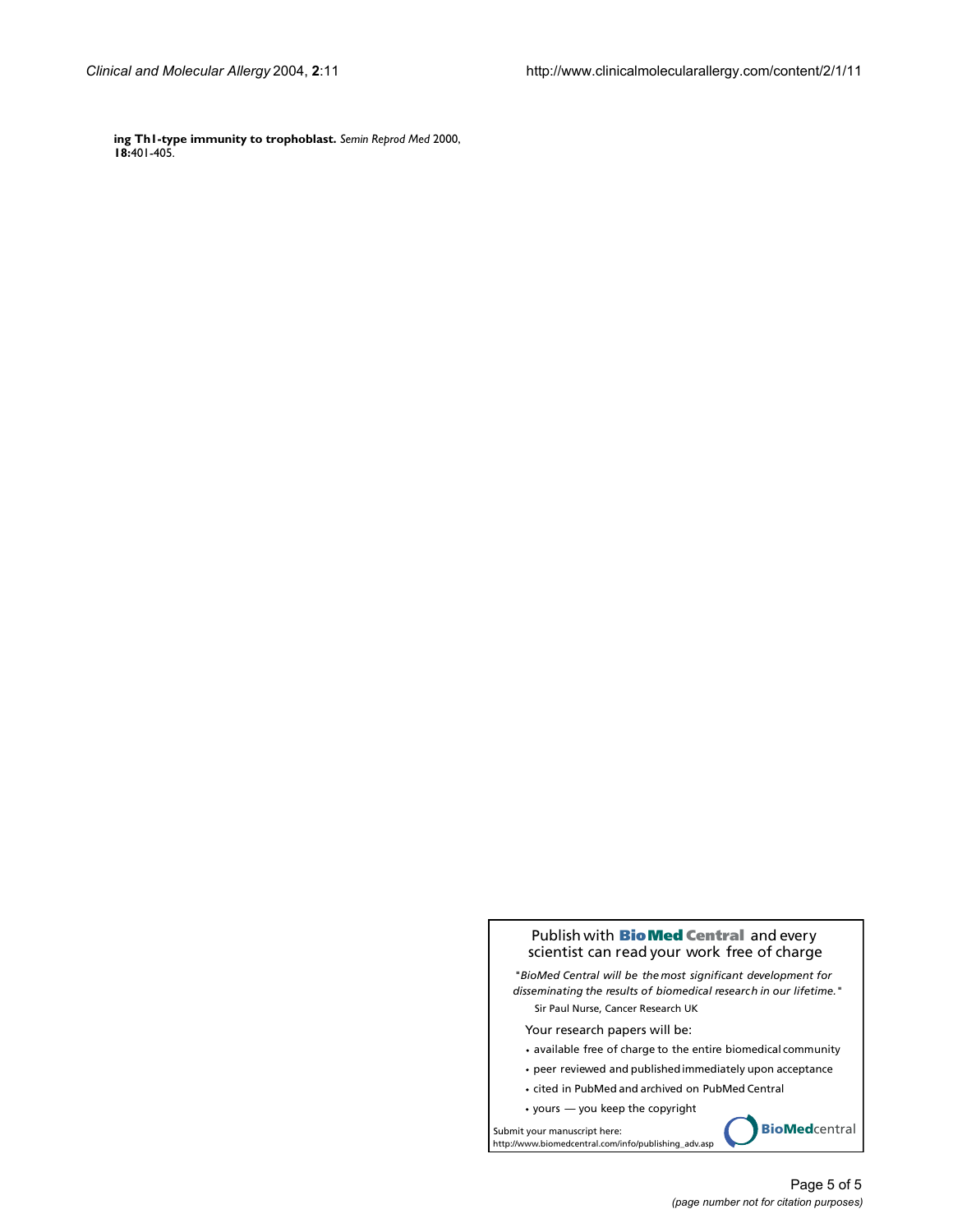**ing Th1-type immunity to trophoblast.** *Semin Reprod Med* 2000, **18:**401-405.

Publish with **BioMed Central** and every scientist can read your work free of charge

*"BioMed Central will be the most significant development for disseminating the results of biomedical research in our lifetime."*

Sir Paul Nurse, Cancer Research UK

Your research papers will be:

- available free of charge to the entire biomedical community
- peer reviewed and published immediately upon acceptance
- cited in PubMed and archived on PubMed Central
- yours — you keep the copyright

Submit your manuscript here:
http://www.biomedcentral.com/info/publishing_adv.asp

**BioMed**central